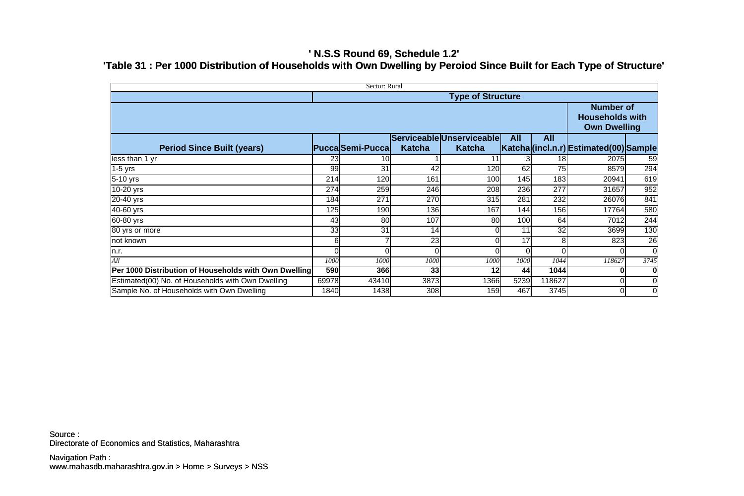# ' N.S.S Round 69, Schedule 1.2'

## 'Table 31 : Per 1000 Distribution of Households with Own Dwelling by Peroiod Since Built for Each Type of Structure'

| Sector: Rural | | | | | | | | |
|---|---|---|---|---|---|---|---|---|
| | Type of Structure | | | | | | | |
| | | | | | | | Number of Households with Own Dwelling | |
| **Period Since Built (years)** | **Pucca** | **Semi-Pucca** | **Serviceable Katcha** | **Unserviceable Katcha** | **All Katcha** | **All (incl.n.r)** | **Estimated(00)** | **Sample** |
| less than 1 yr | 23 | 10 | 1 | 11 | 3 | 18 | 2075 | 59 |
| 1-5 yrs | 99 | 31 | 42 | 120 | 62 | 75 | 8579 | 294 |
| 5-10 yrs | 214 | 120 | 161 | 100 | 145 | 183 | 20941 | 619 |
| 10-20 yrs | 274 | 259 | 246 | 208 | 236 | 277 | 31657 | 952 |
| 20-40 yrs | 184 | 271 | 270 | 315 | 281 | 232 | 26076 | 841 |
| 40-60 yrs | 125 | 190 | 136 | 167 | 144 | 156 | 17764 | 580 |
| 60-80 yrs | 43 | 80 | 107 | 80 | 100 | 64 | 7012 | 244 |
| 80 yrs or more | 33 | 31 | 14 | 0 | 11 | 32 | 3699 | 130 |
| not known | 6 | 7 | 23 | 0 | 17 | 8 | 823 | 26 |
| n.r. | 0 | 0 | 0 | 0 | 0 | 0 | 0 | 0 |
| *All* | *1000* | *1000* | *1000* | *1000* | *1000* | *1044* | *118627* | *3745* |
| **Per 1000 Distribution of Households with Own Dwelling** | **590** | **366** | **33** | **12** | **44** | **1044** | **0** | **0** |
| Estimated(00) No. of Households with Own Dwelling | 69978 | 43410 | 3873 | 1366 | 5239 | 118627 | 0 | 0 |
| Sample No. of Households with Own Dwelling | 1840 | 1438 | 308 | 159 | 467 | 3745 | 0 | 0 |

Source :
Directorate of Economics and Statistics, Maharashtra

Navigation Path :
www.mahasdb.maharashtra.gov.in > Home > Surveys > NSS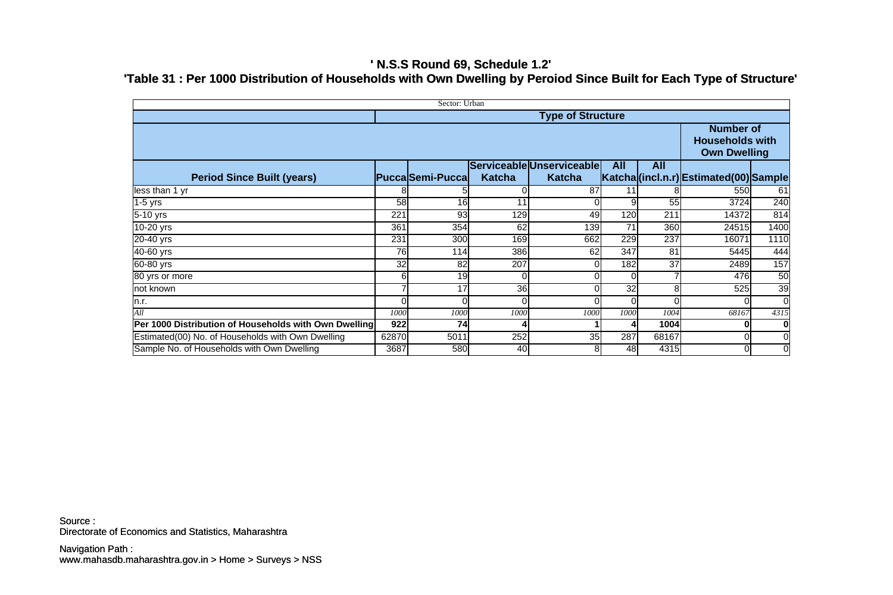# ' N.S.S Round 69, Schedule 1.2'

## 'Table 31 : Per 1000 Distribution of Households with Own Dwelling by Peroiod Since Built for Each Type of Structure'

| Sector: Urban | | | | | | | | |
|---|---|---|---|---|---|---|---|---|
| | Type of Structure | | | | | | | |
| | | | | | | | Number of Households with Own Dwelling | |
| **Period Since Built (years)** | **Pucca** | **Semi-Pucca** | **Serviceable Katcha** | **Unserviceable Katcha** | **All Katcha** | **All (incl.n.r)** | **Estimated(00)** | **Sample** |
| less than 1 yr | 8 | 5 | 0 | 87 | 11 | 8 | 550 | 61 |
| 1-5 yrs | 58 | 16 | 11 | 0 | 9 | 55 | 3724 | 240 |
| 5-10 yrs | 221 | 93 | 129 | 49 | 120 | 211 | 14372 | 814 |
| 10-20 yrs | 361 | 354 | 62 | 139 | 71 | 360 | 24515 | 1400 |
| 20-40 yrs | 231 | 300 | 169 | 662 | 229 | 237 | 16071 | 1110 |
| 40-60 yrs | 76 | 114 | 386 | 62 | 347 | 81 | 5445 | 444 |
| 60-80 yrs | 32 | 82 | 207 | 0 | 182 | 37 | 2489 | 157 |
| 80 yrs or more | 6 | 19 | 0 | 0 | 0 | 7 | 476 | 50 |
| not known | 7 | 17 | 36 | 0 | 32 | 8 | 525 | 39 |
| n.r. | 0 | 0 | 0 | 0 | 0 | 0 | 0 | 0 |
| *All* | *1000* | *1000* | *1000* | *1000* | *1000* | *1004* | *68167* | *4315* |
| **Per 1000 Distribution of Households with Own Dwelling** | **922** | **74** | **4** | **1** | **4** | **1004** | **0** | **0** |
| Estimated(00) No. of Households with Own Dwelling | 62870 | 5011 | 252 | 35 | 287 | 68167 | 0 | 0 |
| Sample No. of Households with Own Dwelling | 3687 | 580 | 40 | 8 | 48 | 4315 | 0 | 0 |

Source :
Directorate of Economics and Statistics, Maharashtra

Navigation Path :
www.mahasdb.maharashtra.gov.in > Home > Surveys > NSS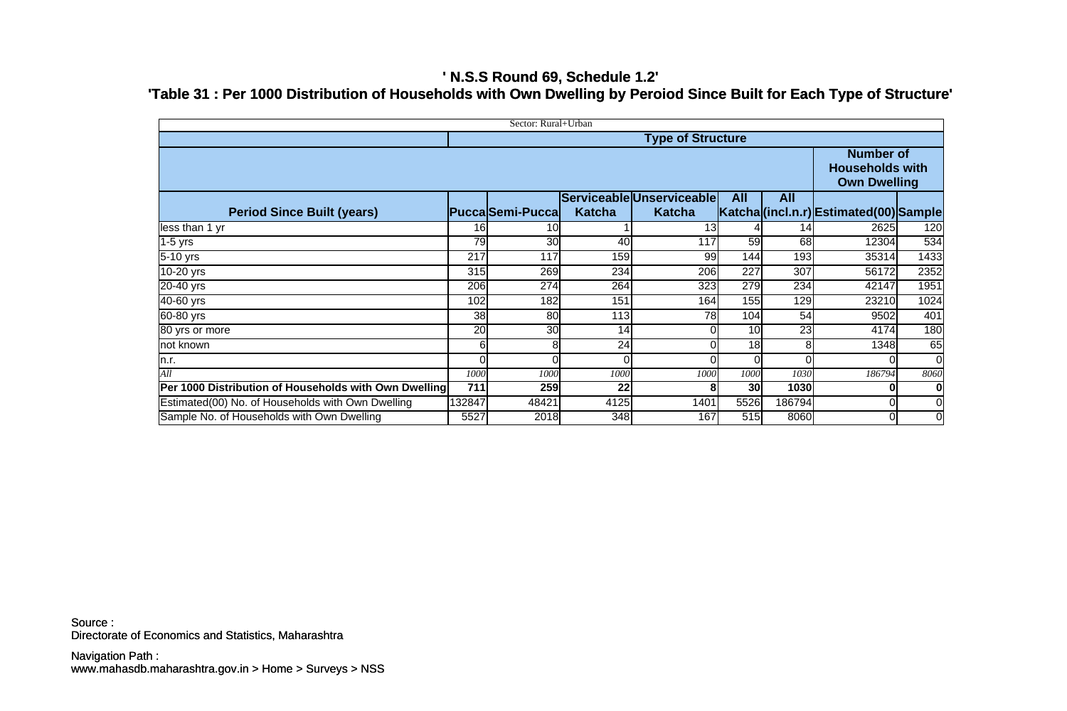# ' N.S.S Round 69, Schedule 1.2'

## 'Table 31 : Per 1000 Distribution of Households with Own Dwelling by Peroiod Since Built for Each Type of Structure'

| Sector: Rural+Urban | | | | | | | | |
|---|---|---|---|---|---|---|---|---|
| | Type of Structure | | | | | | | |
| | | | | | | | Number of Households with Own Dwelling | |
| Period Since Built (years) | Pucca | Semi-Pucca | Serviceable Katcha | Unserviceable Katcha | All Katcha | All (incl.n.r) | Estimated(00) | Sample |
| less than 1 yr | 16 | 10 | 1 | 13 | 4 | 14 | 2625 | 120 |
| 1-5 yrs | 79 | 30 | 40 | 117 | 59 | 68 | 12304 | 534 |
| 5-10 yrs | 217 | 117 | 159 | 99 | 144 | 193 | 35314 | 1433 |
| 10-20 yrs | 315 | 269 | 234 | 206 | 227 | 307 | 56172 | 2352 |
| 20-40 yrs | 206 | 274 | 264 | 323 | 279 | 234 | 42147 | 1951 |
| 40-60 yrs | 102 | 182 | 151 | 164 | 155 | 129 | 23210 | 1024 |
| 60-80 yrs | 38 | 80 | 113 | 78 | 104 | 54 | 9502 | 401 |
| 80 yrs or more | 20 | 30 | 14 | 0 | 10 | 23 | 4174 | 180 |
| not known | 6 | 8 | 24 | 0 | 18 | 8 | 1348 | 65 |
| n.r. | 0 | 0 | 0 | 0 | 0 | 0 | 0 | 0 |
| *All* | *1000* | *1000* | *1000* | *1000* | *1000* | *1030* | *186794* | *8060* |
| **Per 1000 Distribution of Households with Own Dwelling** | **711** | **259** | **22** | **8** | **30** | **1030** | **0** | **0** |
| Estimated(00) No. of Households with Own Dwelling | 132847 | 48421 | 4125 | 1401 | 5526 | 186794 | 0 | 0 |
| Sample No. of Households with Own Dwelling | 5527 | 2018 | 348 | 167 | 515 | 8060 | 0 | 0 |

Source :
Directorate of Economics and Statistics, Maharashtra

Navigation Path :
www.mahasdb.maharashtra.gov.in > Home > Surveys > NSS